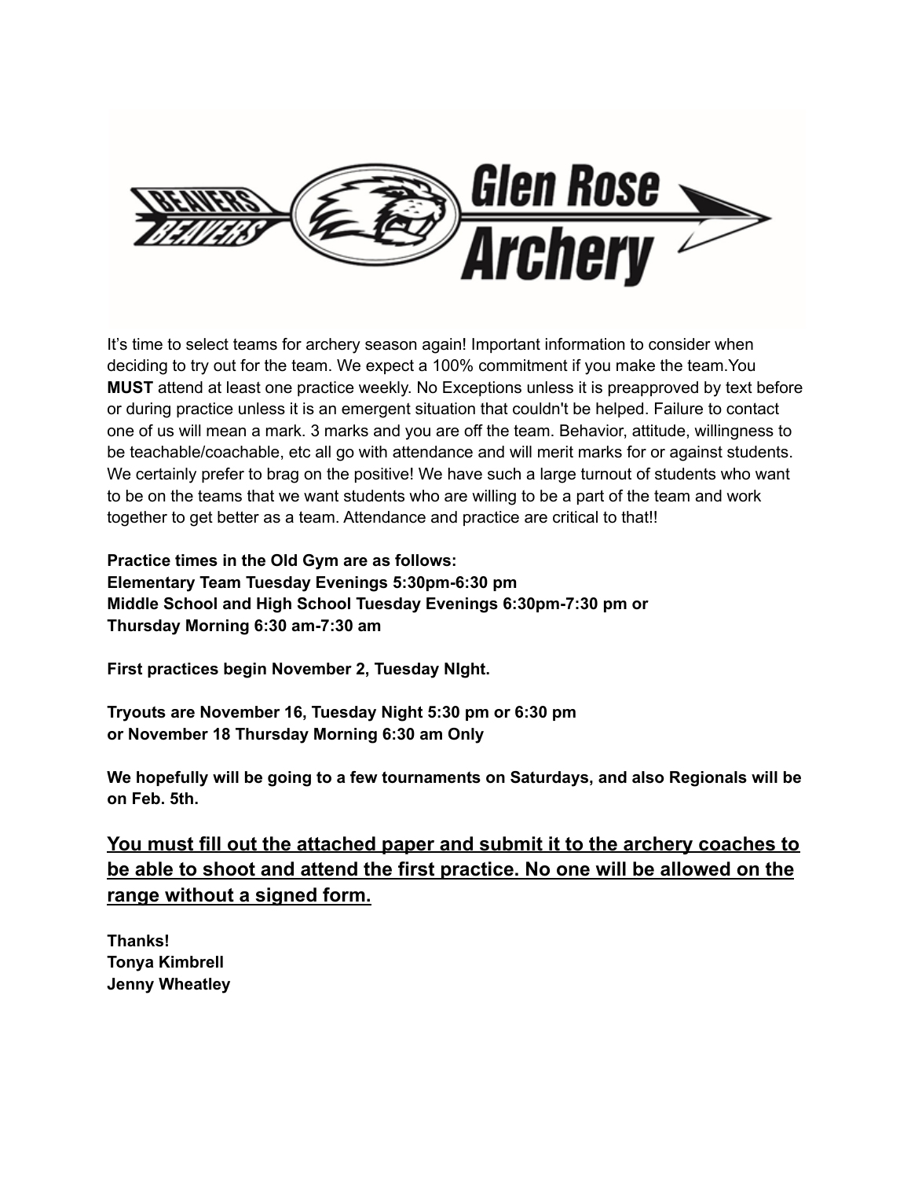It's time to select teams for archery season again! Important information to consider when deciding to try out for the team. We expect a 100% commitment if you make the team.You **MUST** attend at least one practice weekly. No Exceptions unless it is preapproved by text before or during practice unless it is an emergent situation that couldn't be helped. Failure to contact one of us will mean a mark. 3 marks and you are off the team. Behavior, attitude, willingness to be teachable/coachable, etc all go with attendance and will merit marks for or against students. We certainly prefer to brag on the positive! We have such a large turnout of students who want to be on the teams that we want students who are willing to be a part of the team and work together to get better as a team. Attendance and practice are critical to that!!

**Practice times in the Old Gym are as follows:**
**Elementary Team Tuesday Evenings 5:30pm-6:30 pm**
**Middle School and High School Tuesday Evenings 6:30pm-7:30 pm or**
**Thursday Morning 6:30 am-7:30 am**

**First practices begin November 2, Tuesday NIght.**

**Tryouts are November 16, Tuesday Night 5:30 pm or 6:30 pm**
**or November 18 Thursday Morning 6:30 am Only**

**We hopefully will be going to a few tournaments on Saturdays, and also Regionals will be on Feb. 5th.**

## <u>You must fill out the attached paper and submit it to the archery coaches to be able to shoot and attend the first practice. No one will be allowed on the range without a signed form.</u>

**Thanks!**
**Tonya Kimbrell**
**Jenny Wheatley**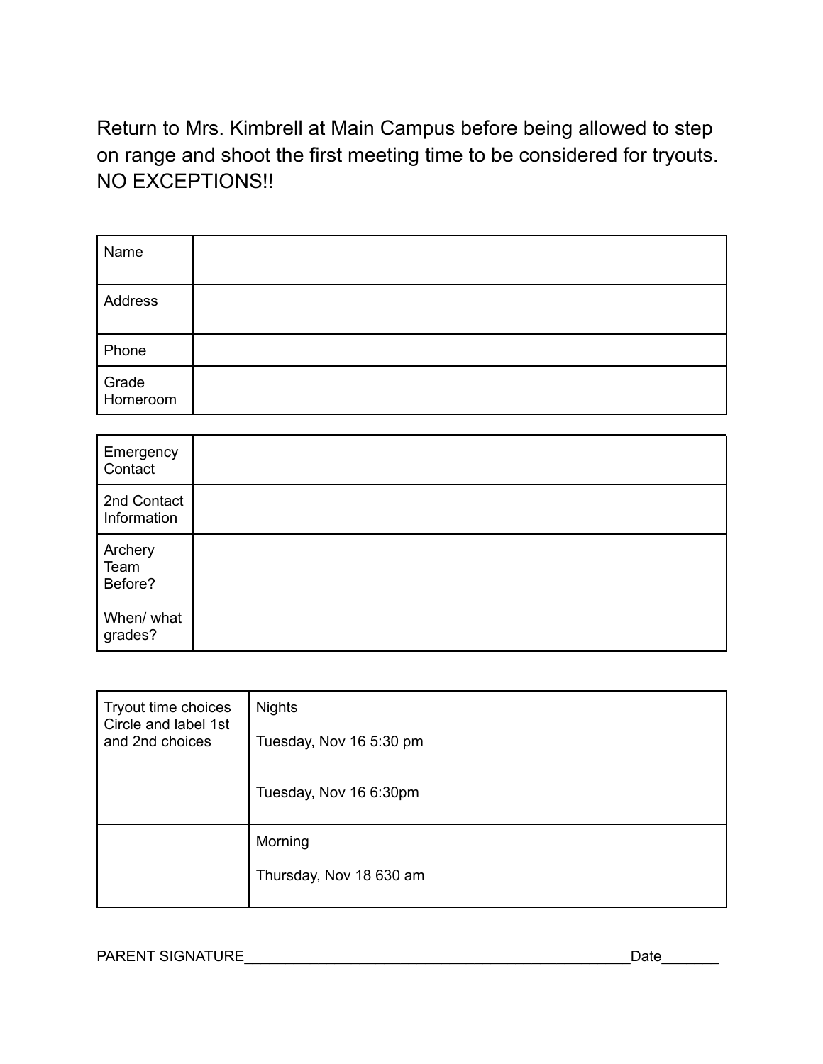Return to Mrs. Kimbrell at Main Campus before being allowed to step on range and shoot the first meeting time to be considered for tryouts. NO EXCEPTIONS!!

| | |
|---|---|
| Name | |
| Address | |
| Phone | |
| Grade Homeroom | |

| | |
|---|---|
| Emergency Contact | |
| 2nd Contact Information | |
| Archery Team Before?<br><br>When/ what grades? | |

| | |
|---|---|
| Tryout time choices Circle and label 1st and 2nd choices | Nights<br><br>Tuesday, Nov 16 5:30 pm<br><br>Tuesday, Nov 16 6:30pm |
| | Morning<br><br>Thursday, Nov 18 630 am |

PARENT SIGNATURE_________________________________________________Date_______